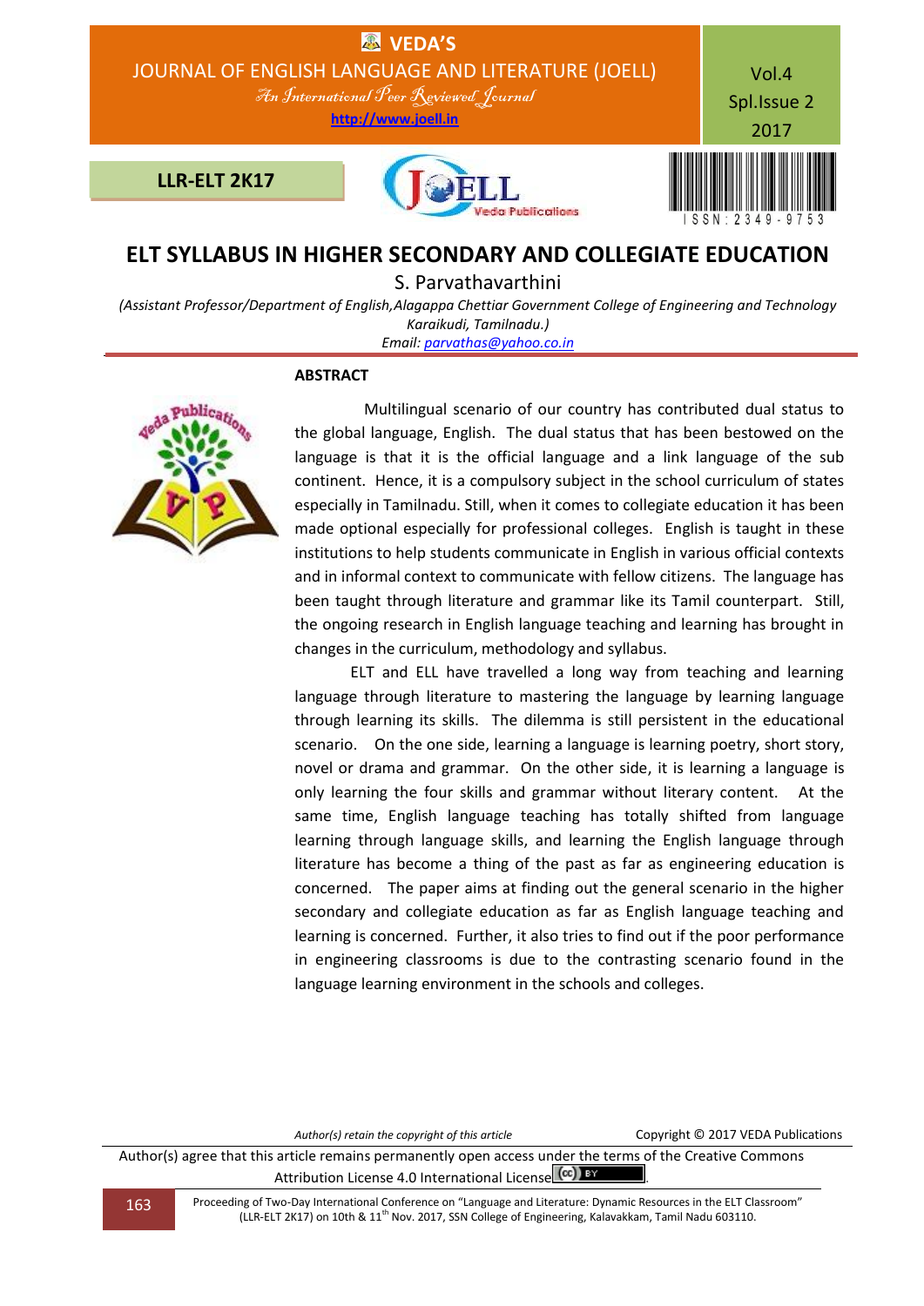# ELT SYLLABUS IN HIGHER SECONDARY AND COLLEGIATE EDUCATION

S. Parvathavarthini

*(Assistant Professor/Department of English, Alagappa Chettiar Government College of Engineering and Technology Karaikudi, Tamilnadu.)*

*Email:* parvathas@yahoo.co.in

## ABSTRACT

Multilingual scenario of our country has contributed dual status to the global language, English. The dual status that has been bestowed on the language is that it is the official language and a link language of the sub continent. Hence, it is a compulsory subject in the school curriculum of states especially in Tamilnadu. Still, when it comes to collegiate education it has been made optional especially for professional colleges. English is taught in these institutions to help students communicate in English in various official contexts and in informal context to communicate with fellow citizens. The language has been taught through literature and grammar like its Tamil counterpart. Still, the ongoing research in English language teaching and learning has brought in changes in the curriculum, methodology and syllabus.

ELT and ELL have travelled a long way from teaching and learning language through literature to mastering the language by learning language through learning its skills. The dilemma is still persistent in the educational scenario. On the one side, learning a language is learning poetry, short story, novel or drama and grammar. On the other side, it is learning a language is only learning the four skills and grammar without literary content. At the same time, English language teaching has totally shifted from language learning through language skills, and learning the English language through literature has become a thing of the past as far as engineering education is concerned. The paper aims at finding out the general scenario in the higher secondary and collegiate education as far as English language teaching and learning is concerned. Further, it also tries to find out if the poor performance in engineering classrooms is due to the contrasting scenario found in the language learning environment in the schools and colleges.

*Author(s) retain the copyright of this article*

Copyright © 2017 VEDA Publications

Author(s) agree that this article remains permanently open access under the terms of the Creative Commons Attribution License 4.0 International License.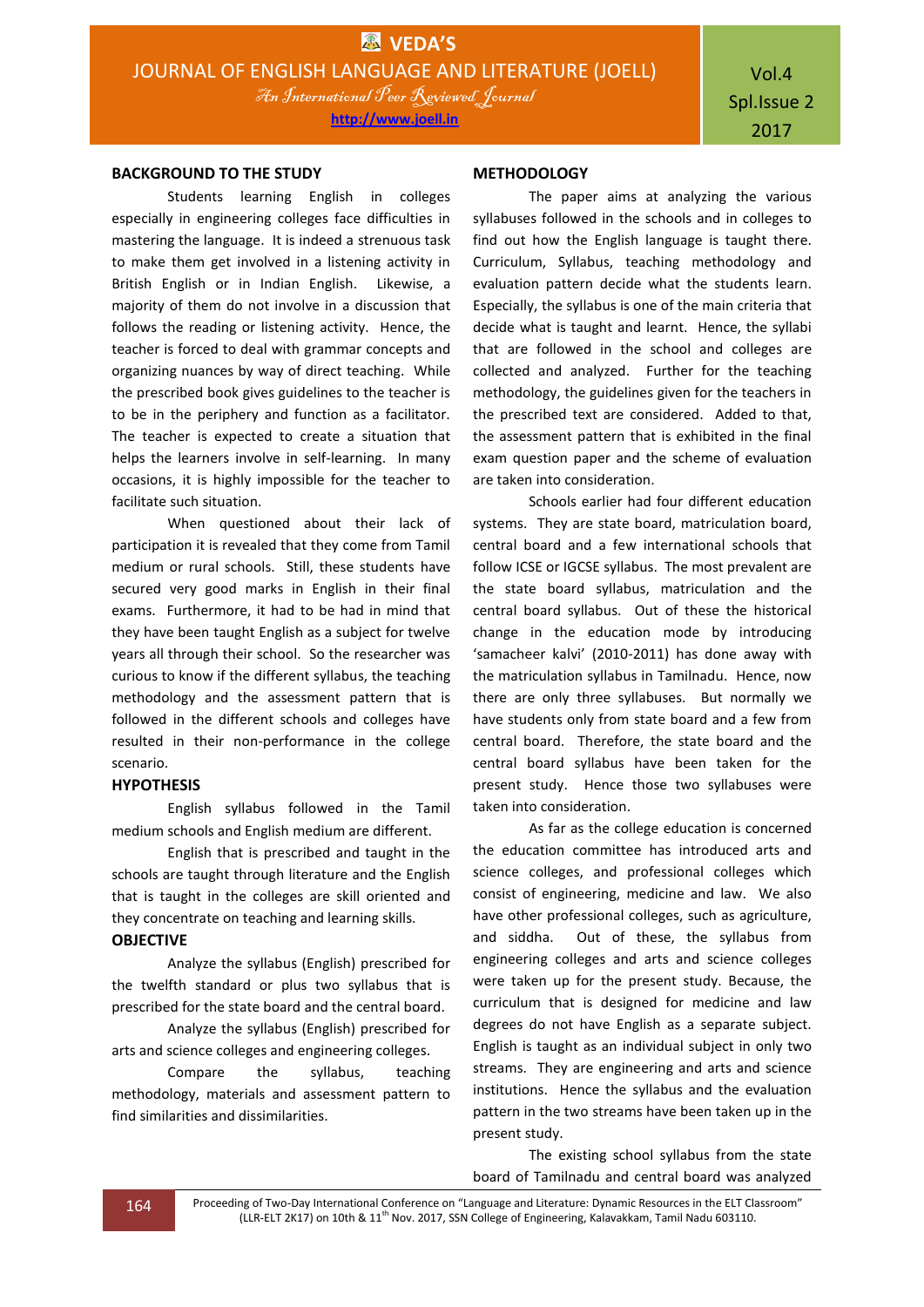## BACKGROUND TO THE STUDY

Students learning English in colleges especially in engineering colleges face difficulties in mastering the language. It is indeed a strenuous task to make them get involved in a listening activity in British English or in Indian English. Likewise, a majority of them do not involve in a discussion that follows the reading or listening activity. Hence, the teacher is forced to deal with grammar concepts and organizing nuances by way of direct teaching. While the prescribed book gives guidelines to the teacher is to be in the periphery and function as a facilitator. The teacher is expected to create a situation that helps the learners involve in self-learning. In many occasions, it is highly impossible for the teacher to facilitate such situation.

When questioned about their lack of participation it is revealed that they come from Tamil medium or rural schools. Still, these students have secured very good marks in English in their final exams. Furthermore, it had to be had in mind that they have been taught English as a subject for twelve years all through their school. So the researcher was curious to know if the different syllabus, the teaching methodology and the assessment pattern that is followed in the different schools and colleges have resulted in their non-performance in the college scenario.

## HYPOTHESIS

English syllabus followed in the Tamil medium schools and English medium are different.

English that is prescribed and taught in the schools are taught through literature and the English that is taught in the colleges are skill oriented and they concentrate on teaching and learning skills.

## OBJECTIVE

Analyze the syllabus (English) prescribed for the twelfth standard or plus two syllabus that is prescribed for the state board and the central board.

Analyze the syllabus (English) prescribed for arts and science colleges and engineering colleges.

Compare the syllabus, teaching methodology, materials and assessment pattern to find similarities and dissimilarities.

## METHODOLOGY

The paper aims at analyzing the various syllabuses followed in the schools and in colleges to find out how the English language is taught there. Curriculum, Syllabus, teaching methodology and evaluation pattern decide what the students learn. Especially, the syllabus is one of the main criteria that decide what is taught and learnt. Hence, the syllabi that are followed in the school and colleges are collected and analyzed. Further for the teaching methodology, the guidelines given for the teachers in the prescribed text are considered. Added to that, the assessment pattern that is exhibited in the final exam question paper and the scheme of evaluation are taken into consideration.

Schools earlier had four different education systems. They are state board, matriculation board, central board and a few international schools that follow ICSE or IGCSE syllabus. The most prevalent are the state board syllabus, matriculation and the central board syllabus. Out of these the historical change in the education mode by introducing 'samacheer kalvi' (2010-2011) has done away with the matriculation syllabus in Tamilnadu. Hence, now there are only three syllabuses. But normally we have students only from state board and a few from central board. Therefore, the state board and the central board syllabus have been taken for the present study. Hence those two syllabuses were taken into consideration.

As far as the college education is concerned the education committee has introduced arts and science colleges, and professional colleges which consist of engineering, medicine and law. We also have other professional colleges, such as agriculture, and siddha. Out of these, the syllabus from engineering colleges and arts and science colleges were taken up for the present study. Because, the curriculum that is designed for medicine and law degrees do not have English as a separate subject. English is taught as an individual subject in only two streams. They are engineering and arts and science institutions. Hence the syllabus and the evaluation pattern in the two streams have been taken up in the present study.

The existing school syllabus from the state board of Tamilnadu and central board was analyzed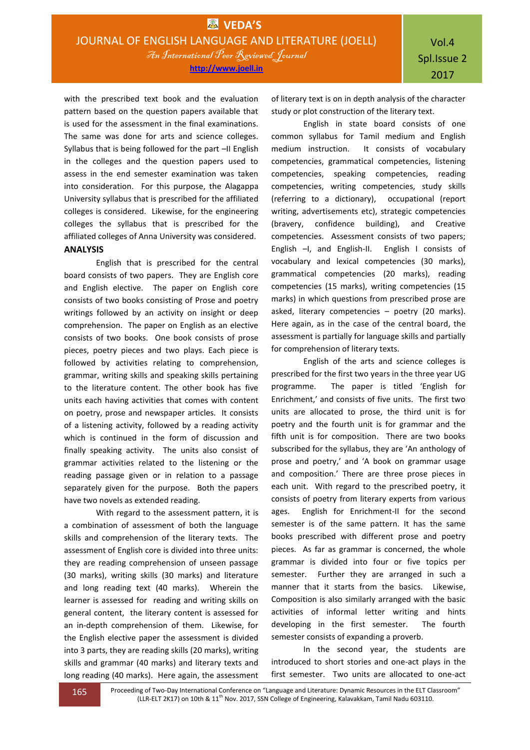with the prescribed text book and the evaluation pattern based on the question papers available that is used for the assessment in the final examinations. The same was done for arts and science colleges. Syllabus that is being followed for the part –II English in the colleges and the question papers used to assess in the end semester examination was taken into consideration. For this purpose, the Alagappa University syllabus that is prescribed for the affiliated colleges is considered. Likewise, for the engineering colleges the syllabus that is prescribed for the affiliated colleges of Anna University was considered.

**ANALYSIS**

English that is prescribed for the central board consists of two papers. They are English core and English elective. The paper on English core consists of two books consisting of Prose and poetry writings followed by an activity on insight or deep comprehension. The paper on English as an elective consists of two books. One book consists of prose pieces, poetry pieces and two plays. Each piece is followed by activities relating to comprehension, grammar, writing skills and speaking skills pertaining to the literature content. The other book has five units each having activities that comes with content on poetry, prose and newspaper articles. It consists of a listening activity, followed by a reading activity which is continued in the form of discussion and finally speaking activity. The units also consist of grammar activities related to the listening or the reading passage given or in relation to a passage separately given for the purpose. Both the papers have two novels as extended reading.

With regard to the assessment pattern, it is a combination of assessment of both the language skills and comprehension of the literary texts. The assessment of English core is divided into three units: they are reading comprehension of unseen passage (30 marks), writing skills (30 marks) and literature and long reading text (40 marks). Wherein the learner is assessed for reading and writing skills on general content, the literary content is assessed for an in-depth comprehension of them. Likewise, for the English elective paper the assessment is divided into 3 parts, they are reading skills (20 marks), writing skills and grammar (40 marks) and literary texts and long reading (40 marks). Here again, the assessment of literary text is on in depth analysis of the character study or plot construction of the literary text.

English in state board consists of one common syllabus for Tamil medium and English medium instruction. It consists of vocabulary competencies, grammatical competencies, listening competencies, speaking competencies, reading competencies, writing competencies, study skills (referring to a dictionary), occupational (report writing, advertisements etc), strategic competencies (bravery, confidence building), and Creative competencies. Assessment consists of two papers; English –I, and English-II. English I consists of vocabulary and lexical competencies (30 marks), grammatical competencies (20 marks), reading competencies (15 marks), writing competencies (15 marks) in which questions from prescribed prose are asked, literary competencies – poetry (20 marks). Here again, as in the case of the central board, the assessment is partially for language skills and partially for comprehension of literary texts.

English of the arts and science colleges is prescribed for the first two years in the three year UG programme. The paper is titled 'English for Enrichment,' and consists of five units. The first two units are allocated to prose, the third unit is for poetry and the fourth unit is for grammar and the fifth unit is for composition. There are two books subscribed for the syllabus, they are 'An anthology of prose and poetry,' and 'A book on grammar usage and composition.' There are three prose pieces in each unit. With regard to the prescribed poetry, it consists of poetry from literary experts from various ages. English for Enrichment-II for the second semester is of the same pattern. It has the same books prescribed with different prose and poetry pieces. As far as grammar is concerned, the whole grammar is divided into four or five topics per semester. Further they are arranged in such a manner that it starts from the basics. Likewise, Composition is also similarly arranged with the basic activities of informal letter writing and hints developing in the first semester. The fourth semester consists of expanding a proverb.

In the second year, the students are introduced to short stories and one-act plays in the first semester. Two units are allocated to one-act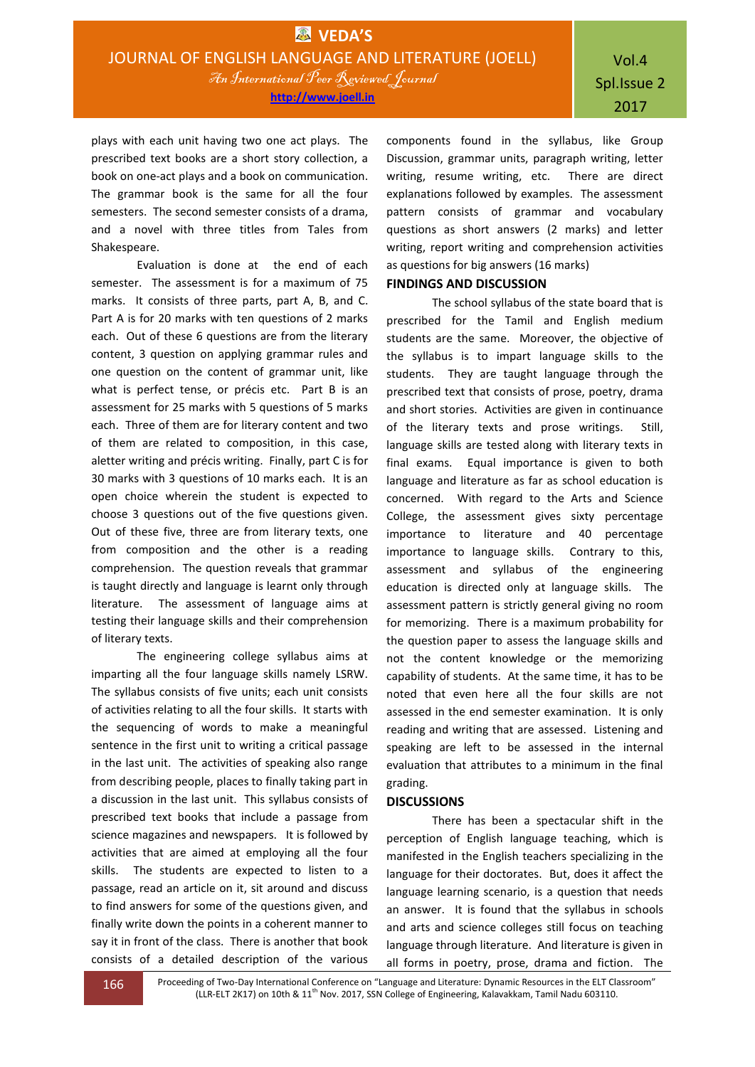plays with each unit having two one act plays. The prescribed text books are a short story collection, a book on one-act plays and a book on communication. The grammar book is the same for all the four semesters. The second semester consists of a drama, and a novel with three titles from Tales from Shakespeare.

Evaluation is done at the end of each semester. The assessment is for a maximum of 75 marks. It consists of three parts, part A, B, and C. Part A is for 20 marks with ten questions of 2 marks each. Out of these 6 questions are from the literary content, 3 question on applying grammar rules and one question on the content of grammar unit, like what is perfect tense, or précis etc. Part B is an assessment for 25 marks with 5 questions of 5 marks each. Three of them are for literary content and two of them are related to composition, in this case, aletter writing and précis writing. Finally, part C is for 30 marks with 3 questions of 10 marks each. It is an open choice wherein the student is expected to choose 3 questions out of the five questions given. Out of these five, three are from literary texts, one from composition and the other is a reading comprehension. The question reveals that grammar is taught directly and language is learnt only through literature. The assessment of language aims at testing their language skills and their comprehension of literary texts.

The engineering college syllabus aims at imparting all the four language skills namely LSRW. The syllabus consists of five units; each unit consists of activities relating to all the four skills. It starts with the sequencing of words to make a meaningful sentence in the first unit to writing a critical passage in the last unit. The activities of speaking also range from describing people, places to finally taking part in a discussion in the last unit. This syllabus consists of prescribed text books that include a passage from science magazines and newspapers. It is followed by activities that are aimed at employing all the four skills. The students are expected to listen to a passage, read an article on it, sit around and discuss to find answers for some of the questions given, and finally write down the points in a coherent manner to say it in front of the class. There is another that book consists of a detailed description of the various components found in the syllabus, like Group Discussion, grammar units, paragraph writing, letter writing, resume writing, etc. There are direct explanations followed by examples. The assessment pattern consists of grammar and vocabulary questions as short answers (2 marks) and letter writing, report writing and comprehension activities as questions for big answers (16 marks)

## FINDINGS AND DISCUSSION

The school syllabus of the state board that is prescribed for the Tamil and English medium students are the same. Moreover, the objective of the syllabus is to impart language skills to the students. They are taught language through the prescribed text that consists of prose, poetry, drama and short stories. Activities are given in continuance of the literary texts and prose writings. Still, language skills are tested along with literary texts in final exams. Equal importance is given to both language and literature as far as school education is concerned. With regard to the Arts and Science College, the assessment gives sixty percentage importance to literature and 40 percentage importance to language skills. Contrary to this, assessment and syllabus of the engineering education is directed only at language skills. The assessment pattern is strictly general giving no room for memorizing. There is a maximum probability for the question paper to assess the language skills and not the content knowledge or the memorizing capability of students. At the same time, it has to be noted that even here all the four skills are not assessed in the end semester examination. It is only reading and writing that are assessed. Listening and speaking are left to be assessed in the internal evaluation that attributes to a minimum in the final grading.

## DISCUSSIONS

There has been a spectacular shift in the perception of English language teaching, which is manifested in the English teachers specializing in the language for their doctorates. But, does it affect the language learning scenario, is a question that needs an answer. It is found that the syllabus in schools and arts and science colleges still focus on teaching language through literature. And literature is given in all forms in poetry, prose, drama and fiction. The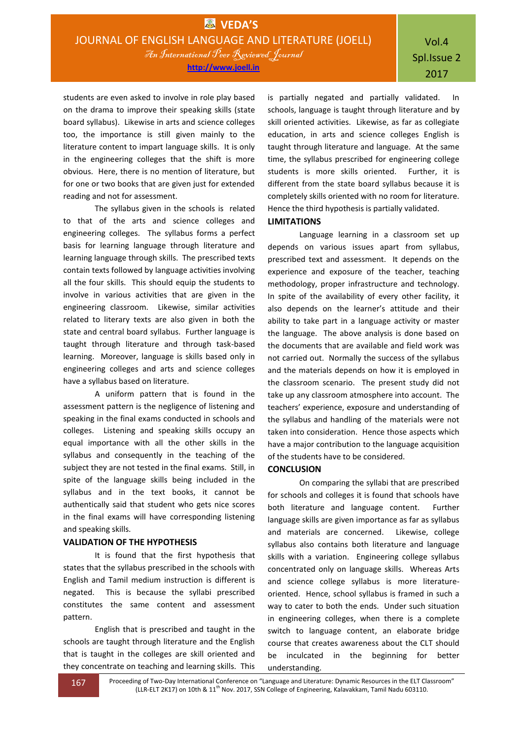students are even asked to involve in role play based on the drama to improve their speaking skills (state board syllabus). Likewise in arts and science colleges too, the importance is still given mainly to the literature content to impart language skills. It is only in the engineering colleges that the shift is more obvious. Here, there is no mention of literature, but for one or two books that are given just for extended reading and not for assessment.

The syllabus given in the schools is related to that of the arts and science colleges and engineering colleges. The syllabus forms a perfect basis for learning language through literature and learning language through skills. The prescribed texts contain texts followed by language activities involving all the four skills. This should equip the students to involve in various activities that are given in the engineering classroom. Likewise, similar activities related to literary texts are also given in both the state and central board syllabus. Further language is taught through literature and through task-based learning. Moreover, language is skills based only in engineering colleges and arts and science colleges have a syllabus based on literature.

A uniform pattern that is found in the assessment pattern is the negligence of listening and speaking in the final exams conducted in schools and colleges. Listening and speaking skills occupy an equal importance with all the other skills in the syllabus and consequently in the teaching of the subject they are not tested in the final exams. Still, in spite of the language skills being included in the syllabus and in the text books, it cannot be authentically said that student who gets nice scores in the final exams will have corresponding listening and speaking skills.

## VALIDATION OF THE HYPOTHESIS

It is found that the first hypothesis that states that the syllabus prescribed in the schools with English and Tamil medium instruction is different is negated. This is because the syllabi prescribed constitutes the same content and assessment pattern.

English that is prescribed and taught in the schools are taught through literature and the English that is taught in the colleges are skill oriented and they concentrate on teaching and learning skills. This is partially negated and partially validated. In schools, language is taught through literature and by skill oriented activities. Likewise, as far as collegiate education, in arts and science colleges English is taught through literature and language. At the same time, the syllabus prescribed for engineering college students is more skills oriented. Further, it is different from the state board syllabus because it is completely skills oriented with no room for literature. Hence the third hypothesis is partially validated.

## LIMITATIONS

Language learning in a classroom set up depends on various issues apart from syllabus, prescribed text and assessment. It depends on the experience and exposure of the teacher, teaching methodology, proper infrastructure and technology. In spite of the availability of every other facility, it also depends on the learner's attitude and their ability to take part in a language activity or master the language. The above analysis is done based on the documents that are available and field work was not carried out. Normally the success of the syllabus and the materials depends on how it is employed in the classroom scenario. The present study did not take up any classroom atmosphere into account. The teachers' experience, exposure and understanding of the syllabus and handling of the materials were not taken into consideration. Hence those aspects which have a major contribution to the language acquisition of the students have to be considered.

## CONCLUSION

On comparing the syllabi that are prescribed for schools and colleges it is found that schools have both literature and language content. Further language skills are given importance as far as syllabus and materials are concerned. Likewise, college syllabus also contains both literature and language skills with a variation. Engineering college syllabus concentrated only on language skills. Whereas Arts and science college syllabus is more literature-oriented. Hence, school syllabus is framed in such a way to cater to both the ends. Under such situation in engineering colleges, when there is a complete switch to language content, an elaborate bridge course that creates awareness about the CLT should be inculcated in the beginning for better understanding.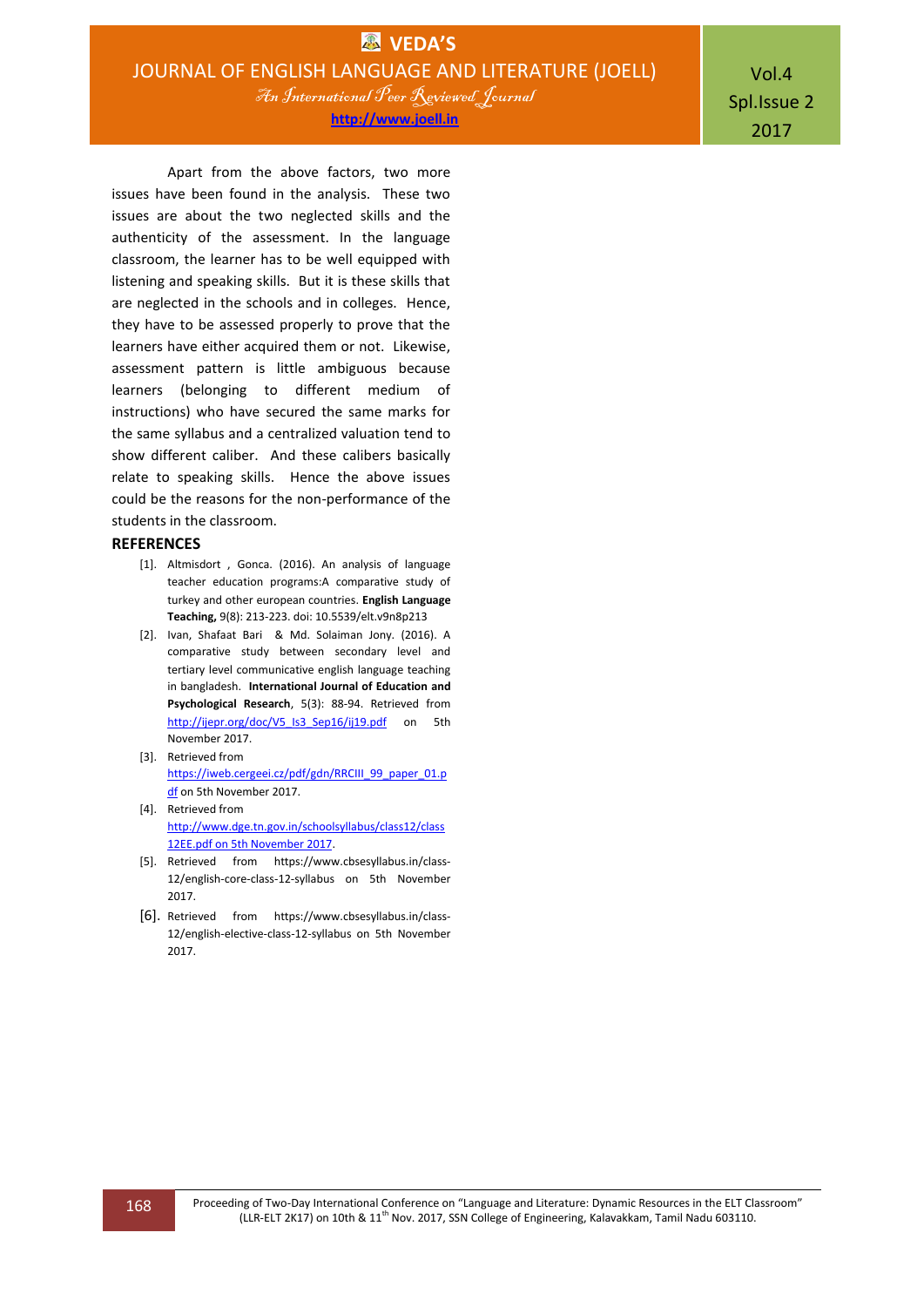Apart from the above factors, two more issues have been found in the analysis. These two issues are about the two neglected skills and the authenticity of the assessment. In the language classroom, the learner has to be well equipped with listening and speaking skills. But it is these skills that are neglected in the schools and in colleges. Hence, they have to be assessed properly to prove that the learners have either acquired them or not. Likewise, assessment pattern is little ambiguous because learners (belonging to different medium of instructions) who have secured the same marks for the same syllabus and a centralized valuation tend to show different caliber. And these calibers basically relate to speaking skills. Hence the above issues could be the reasons for the non-performance of the students in the classroom.

## REFERENCES

[1]. Altmisdort , Gonca. (2016). An analysis of language teacher education programs:A comparative study of turkey and other european countries. **English Language Teaching,** 9(8): 213-223. doi: 10.5539/elt.v9n8p213

[2]. Ivan, Shafaat Bari & Md. Solaiman Jony. (2016). A comparative study between secondary level and tertiary level communicative english language teaching in bangladesh. **International Journal of Education and Psychological Research**, 5(3): 88-94. Retrieved from http://ijepr.org/doc/V5_Is3_Sep16/ij19.pdf on 5th November 2017.

[3]. Retrieved from https://iweb.cergeei.cz/pdf/gdn/RRCIII_99_paper_01.pdf on 5th November 2017.

[4]. Retrieved from http://www.dge.tn.gov.in/schoolsyllabus/class12/class12EE.pdf on 5th November 2017.

[5]. Retrieved from https://www.cbsesyllabus.in/class-12/english-core-class-12-syllabus on 5th November 2017.

[6]. Retrieved from https://www.cbsesyllabus.in/class-12/english-elective-class-12-syllabus on 5th November 2017.